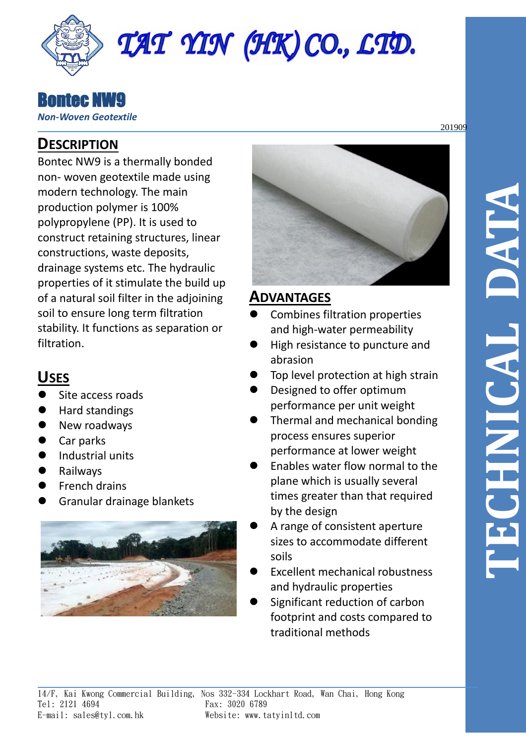TAT YIN (HK) CO., LTD.

# Bontec NW9

*Non-Woven Geotextile*

201909

## DESCRIPTION

Bontec NW9 is a thermally bonded non- woven geotextile made using modern technology. The main production polymer is 100% polypropylene (PP). It is used to construct retaining structures, linear constructions, waste deposits, drainage systems etc. The hydraulic properties of it stimulate the build up of a natural soil filter in the adjoining soil to ensure long term filtration stability. It functions as separation or filtration.

## USES

- Site access roads
- Hard standings
- New roadways
- Car parks
- Industrial units
- Railways
- French drains
- Granular drainage blankets

## ADVANTAGES

- Combines filtration properties and high-water permeability
- High resistance to puncture and abrasion
- Top level protection at high strain
- Designed to offer optimum performance per unit weight
- Thermal and mechanical bonding process ensures superior performance at lower weight
- Enables water flow normal to the plane which is usually several times greater than that required by the design
- A range of consistent aperture sizes to accommodate different soils
- Excellent mechanical robustness and hydraulic properties
- Significant reduction of carbon footprint and costs compared to traditional methods

TECHNICAL DATA

14/F, Kai Kwong Commercial Building, Nos 332-334 Lockhart Road, Wan Chai, Hong Kong
Tel: 2121 4694 Fax: 3020 6789
E-mail: sales@tyl.com.hk Website: www.tatyinltd.com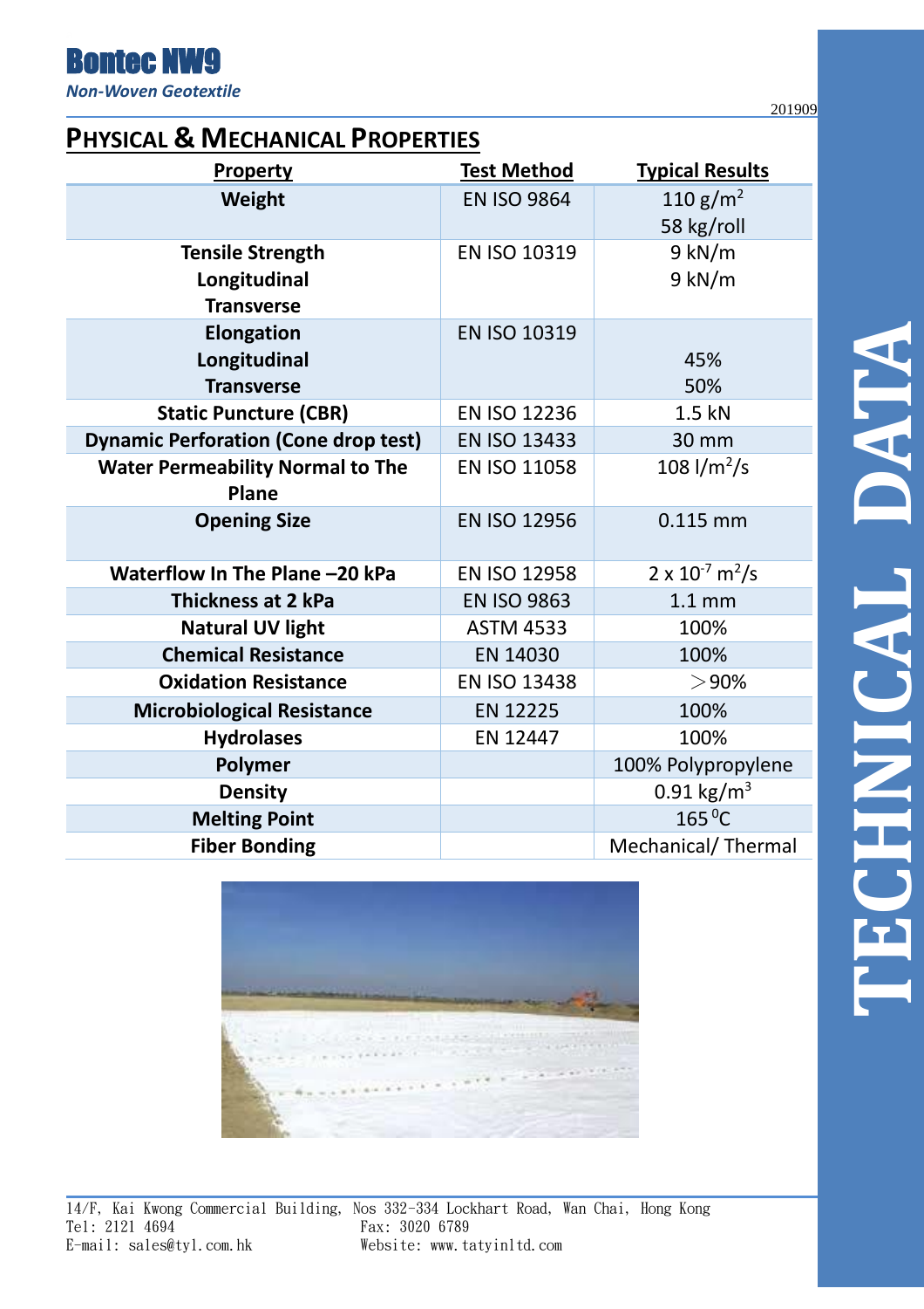# Bontec NW9

*Non-Woven Geotextile*

201909

## PHYSICAL & MECHANICAL PROPERTIES

| Property | Test Method | Typical Results |
|---|---|---|
| **Weight** | EN ISO 9864 | 110 g/m$^2$<br>58 kg/roll |
| **Tensile Strength**<br>**Longitudinal**<br>**Transverse** | EN ISO 10319 | 9 kN/m<br>9 kN/m |
| **Elongation**<br>**Longitudinal**<br>**Transverse** | EN ISO 10319 | 45%<br>50% |
| **Static Puncture (CBR)** | EN ISO 12236 | 1.5 kN |
| **Dynamic Perforation (Cone drop test)** | EN ISO 13433 | 30 mm |
| **Water Permeability Normal to The Plane** | EN ISO 11058 | 108 l/m$^2$/s |
| **Opening Size** | EN ISO 12956 | 0.115 mm |
| **Waterflow In The Plane –20 kPa** | EN ISO 12958 | 2 x 10$^{-7}$ m$^2$/s |
| **Thickness at 2 kPa** | EN ISO 9863 | 1.1 mm |
| **Natural UV light** | ASTM 4533 | 100% |
| **Chemical Resistance** | EN 14030 | 100% |
| **Oxidation Resistance** | EN ISO 13438 | ＞90% |
| **Microbiological Resistance** | EN 12225 | 100% |
| **Hydrolases** | EN 12447 | 100% |
| **Polymer** | | 100% Polypropylene |
| **Density** | | 0.91 kg/m$^3$ |
| **Melting Point** | | 165 $^0$C |
| **Fiber Bonding** | | Mechanical/ Thermal |

TECHNICAL DATA

14/F, Kai Kwong Commercial Building, Nos 332-334 Lockhart Road, Wan Chai, Hong Kong
Tel: 2121 4694 Fax: 3020 6789
E-mail: sales@tyl.com.hk Website: www.tatyinltd.com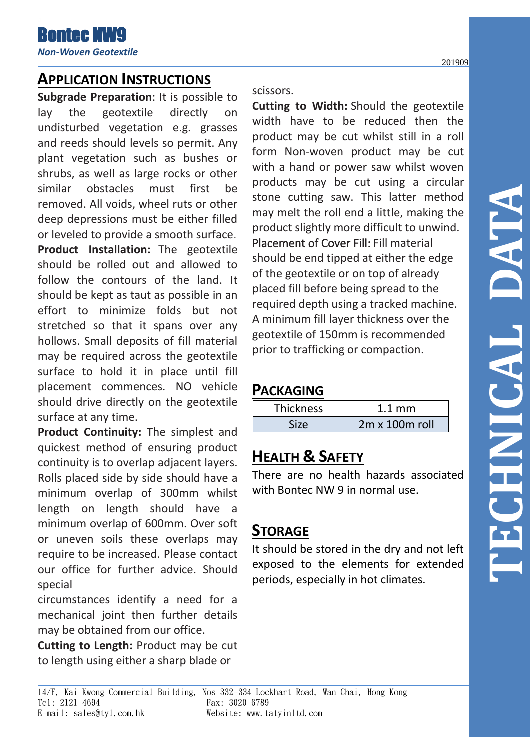**Bontec NW9**

***Non-Woven Geotextile***

## APPLICATION INSTRUCTIONS

**Subgrade Preparation**: It is possible to lay the geotextile directly on undisturbed vegetation e.g. grasses and reeds should levels so permit. Any plant vegetation such as bushes or shrubs, as well as large rocks or other similar obstacles must first be removed. All voids, wheel ruts or other deep depressions must be either filled or leveled to provide a smooth surface.

**Product Installation:** The geotextile should be rolled out and allowed to follow the contours of the land. It should be kept as taut as possible in an effort to minimize folds but not stretched so that it spans over any hollows. Small deposits of fill material may be required across the geotextile surface to hold it in place until fill placement commences. NO vehicle should drive directly on the geotextile surface at any time.

**Product Continuity:** The simplest and quickest method of ensuring product continuity is to overlap adjacent layers. Rolls placed side by side should have a minimum overlap of 300mm whilst length on length should have a minimum overlap of 600mm. Over soft or uneven soils these overlaps may require to be increased. Please contact our office for further advice. Should special circumstances identify a need for a mechanical joint then further details may be obtained from our office.

**Cutting to Length:** Product may be cut to length using either a sharp blade or scissors.

**Cutting to Width:** Should the geotextile width have to be reduced then the product may be cut whilst still in a roll form Non-woven product may be cut with a hand or power saw whilst woven products may be cut using a circular stone cutting saw. This latter method may melt the roll end a little, making the product slightly more difficult to unwind.

Placement of Cover Fill: Fill material should be end tipped at either the edge of the geotextile or on top of already placed fill before being spread to the required depth using a tracked machine. A minimum fill layer thickness over the geotextile of 150mm is recommended prior to trafficking or compaction.

## PACKAGING

| | |
|---|---|
| Thickness | 1.1 mm |
| Size | 2m x 100m roll |

## HEALTH & SAFETY

There are no health hazards associated with Bontec NW 9 in normal use.

## STORAGE

It should be stored in the dry and not left exposed to the elements for extended periods, especially in hot climates.